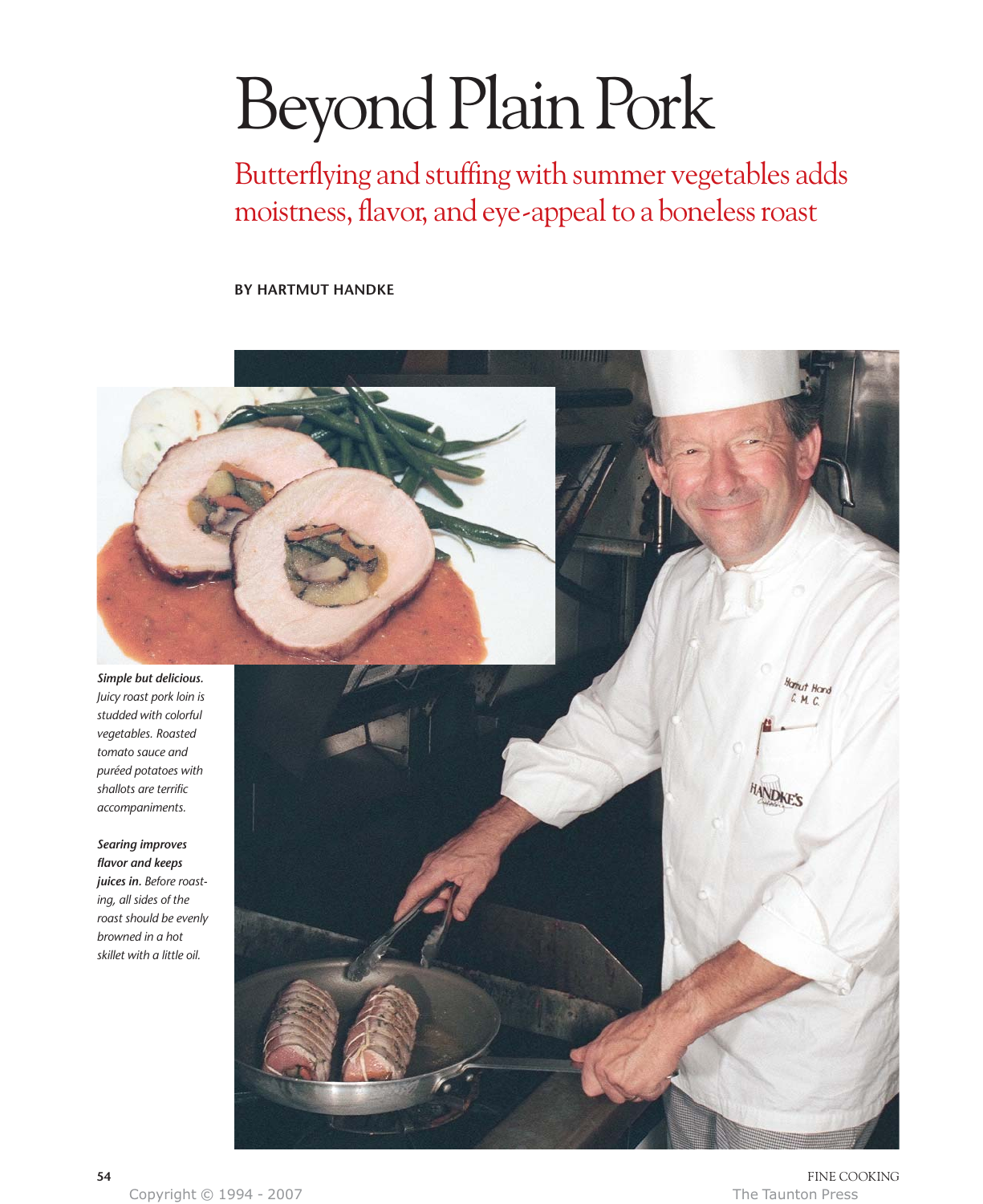# Beyond Plain Pork

## Butterflying and stuffing with summer vegetables adds moistness, flavor, and eye-appeal to a boneless roast

**BY HARTMUT HANDKE**

***Simple but delicious.*** *Juicy roast pork loin is studded with colorful vegetables. Roasted tomato sauce and puréed potatoes with shallots are terrific accompaniments.*

***Searing improves flavor and keeps juices in.*** *Before roasting, all sides of the roast should be evenly browned in a hot skillet with a little oil.*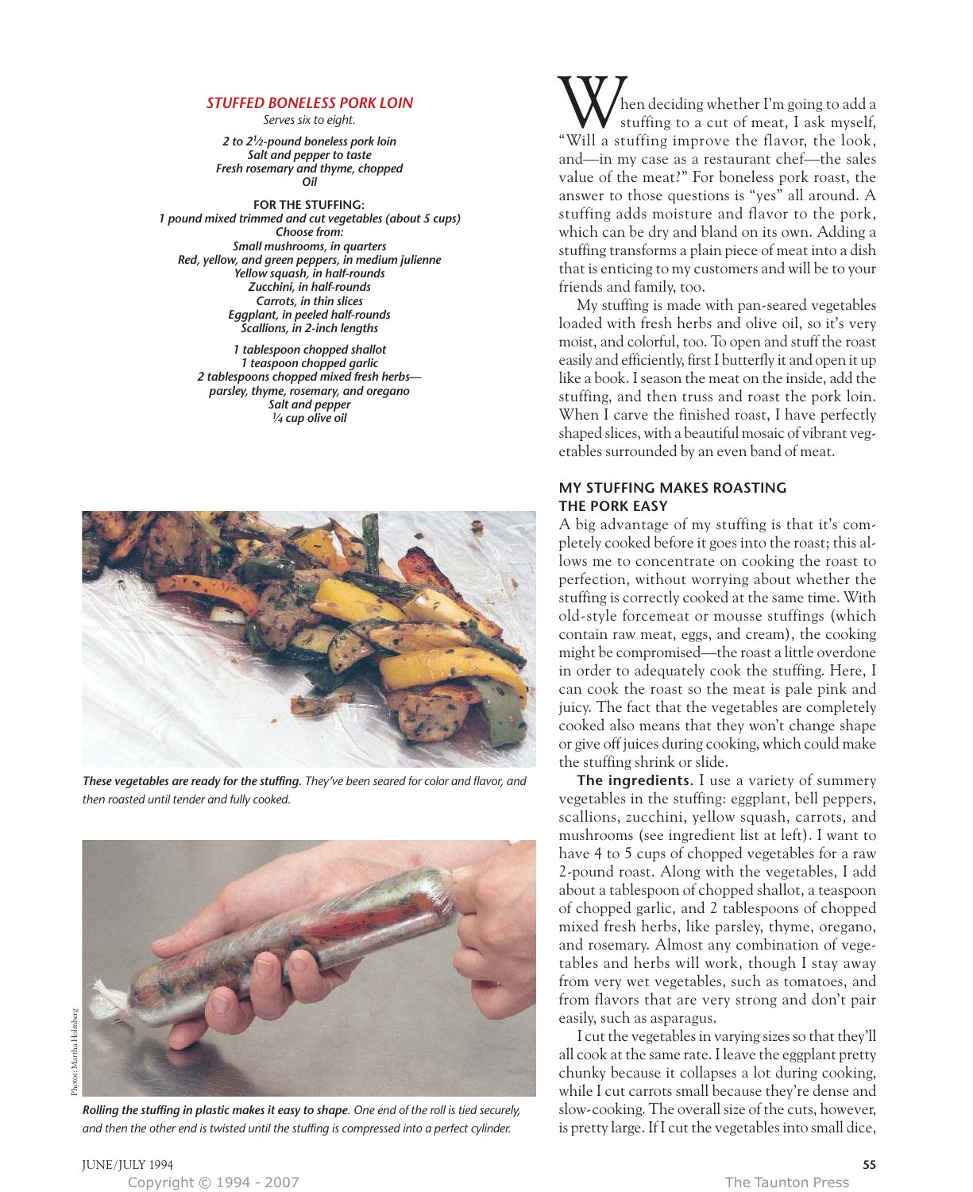## STUFFED BONELESS PORK LOIN

*Serves six to eight.*

***2 to 2½-pound boneless pork loin***
***Salt and pepper to taste***
***Fresh rosemary and thyme, chopped***
***Oil***

**FOR THE STUFFING:**

***1 pound mixed trimmed and cut vegetables (about 5 cups)***
***Choose from:***
***Small mushrooms, in quarters***
***Red, yellow, and green peppers, in medium julienne***
***Yellow squash, in half-rounds***
***Zucchini, in half-rounds***
***Carrots, in thin slices***
***Eggplant, in peeled half-rounds***
***Scallions, in 2-inch lengths***

***1 tablespoon chopped shallot***
***1 teaspoon chopped garlic***
***2 tablespoons chopped mixed fresh herbs—parsley, thyme, rosemary, and oregano***
***Salt and pepper***
***¼ cup olive oil***

***These vegetables are ready for the stuffing.*** *They've been seared for color and flavor, and then roasted until tender and fully cooked.*

***Rolling the stuffing in plastic makes it easy to shape.*** *One end of the roll is tied securely, and then the other end is twisted until the stuffing is compressed into a perfect cylinder.*

Photos: Martha Holmberg

When deciding whether I'm going to add a stuffing to a cut of meat, I ask myself, "Will a stuffing improve the flavor, the look, and—in my case as a restaurant chef—the sales value of the meat?" For boneless pork roast, the answer to those questions is "yes" all around. A stuffing adds moisture and flavor to the pork, which can be dry and bland on its own. Adding a stuffing transforms a plain piece of meat into a dish that is enticing to my customers and will be to your friends and family, too.

My stuffing is made with pan-seared vegetables loaded with fresh herbs and olive oil, so it's very moist, and colorful, too. To open and stuff the roast easily and efficiently, first I butterfly it and open it up like a book. I season the meat on the inside, add the stuffing, and then truss and roast the pork loin. When I carve the finished roast, I have perfectly shaped slices, with a beautiful mosaic of vibrant vegetables surrounded by an even band of meat.

### MY STUFFING MAKES ROASTING THE PORK EASY

A big advantage of my stuffing is that it's completely cooked before it goes into the roast; this allows me to concentrate on cooking the roast to perfection, without worrying about whether the stuffing is correctly cooked at the same time. With old-style forcemeat or mousse stuffings (which contain raw meat, eggs, and cream), the cooking might be compromised—the roast a little overdone in order to adequately cook the stuffing. Here, I can cook the roast so the meat is pale pink and juicy. The fact that the vegetables are completely cooked also means that they won't change shape or give off juices during cooking, which could make the stuffing shrink or slide.

**The ingredients.** I use a variety of summery vegetables in the stuffing: eggplant, bell peppers, scallions, zucchini, yellow squash, carrots, and mushrooms (see ingredient list at left). I want to have 4 to 5 cups of chopped vegetables for a raw 2-pound roast. Along with the vegetables, I add about a tablespoon of chopped shallot, a teaspoon of chopped garlic, and 2 tablespoons of chopped mixed fresh herbs, like parsley, thyme, oregano, and rosemary. Almost any combination of vegetables and herbs will work, though I stay away from very wet vegetables, such as tomatoes, and from flavors that are very strong and don't pair easily, such as asparagus.

I cut the vegetables in varying sizes so that they'll all cook at the same rate. I leave the eggplant pretty chunky because it collapses a lot during cooking, while I cut carrots small because they're dense and slow-cooking. The overall size of the cuts, however, is pretty large. If I cut the vegetables into small dice,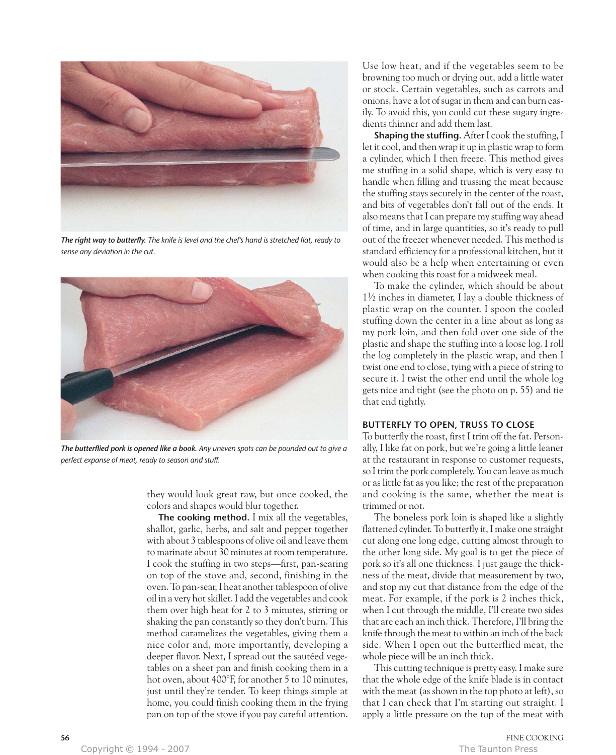*The right way to butterfly. The knife is level and the chef's hand is stretched flat, ready to sense any deviation in the cut.*

*The butterflied pork is opened like a book. Any uneven spots can be pounded out to give a perfect expanse of meat, ready to season and stuff.*

they would look great raw, but once cooked, the colors and shapes would blur together.

**The cooking method.** I mix all the vegetables, shallot, garlic, herbs, and salt and pepper together with about 3 tablespoons of olive oil and leave them to marinate about 30 minutes at room temperature. I cook the stuffing in two steps—first, pan-searing on top of the stove and, second, finishing in the oven. To pan-sear, I heat another tablespoon of olive oil in a very hot skillet. I add the vegetables and cook them over high heat for 2 to 3 minutes, stirring or shaking the pan constantly so they don't burn. This method caramelizes the vegetables, giving them a nice color and, more importantly, developing a deeper flavor. Next, I spread out the sautéed vegetables on a sheet pan and finish cooking them in a hot oven, about 400°F, for another 5 to 10 minutes, just until they're tender. To keep things simple at home, you could finish cooking them in the frying pan on top of the stove if you pay careful attention. Use low heat, and if the vegetables seem to be browning too much or drying out, add a little water or stock. Certain vegetables, such as carrots and onions, have a lot of sugar in them and can burn easily. To avoid this, you could cut these sugary ingredients thinner and add them last.

**Shaping the stuffing.** After I cook the stuffing, I let it cool, and then wrap it up in plastic wrap to form a cylinder, which I then freeze. This method gives me stuffing in a solid shape, which is very easy to handle when filling and trussing the meat because the stuffing stays securely in the center of the roast, and bits of vegetables don't fall out of the ends. It also means that I can prepare my stuffing way ahead of time, and in large quantities, so it's ready to pull out of the freezer whenever needed. This method is standard efficiency for a professional kitchen, but it would also be a help when entertaining or even when cooking this roast for a midweek meal.

To make the cylinder, which should be about 1½ inches in diameter, I lay a double thickness of plastic wrap on the counter. I spoon the cooled stuffing down the center in a line about as long as my pork loin, and then fold over one side of the plastic and shape the stuffing into a loose log. I roll the log completely in the plastic wrap, and then I twist one end to close, tying with a piece of string to secure it. I twist the other end until the whole log gets nice and tight (see the photo on p. 55) and tie that end tightly.

## BUTTERFLY TO OPEN, TRUSS TO CLOSE

To butterfly the roast, first I trim off the fat. Personally, I like fat on pork, but we're going a little leaner at the restaurant in response to customer requests, so I trim the pork completely. You can leave as much or as little fat as you like; the rest of the preparation and cooking is the same, whether the meat is trimmed or not.

The boneless pork loin is shaped like a slightly flattened cylinder. To butterfly it, I make one straight cut along one long edge, cutting almost through to the other long side. My goal is to get the piece of pork so it's all one thickness. I just gauge the thickness of the meat, divide that measurement by two, and stop my cut that distance from the edge of the meat. For example, if the pork is 2 inches thick, when I cut through the middle, I'll create two sides that are each an inch thick. Therefore, I'll bring the knife through the meat to within an inch of the back side. When I open out the butterflied meat, the whole piece will be an inch thick.

This cutting technique is pretty easy. I make sure that the whole edge of the knife blade is in contact with the meat (as shown in the top photo at left), so that I can check that I'm starting out straight. I apply a little pressure on the top of the meat with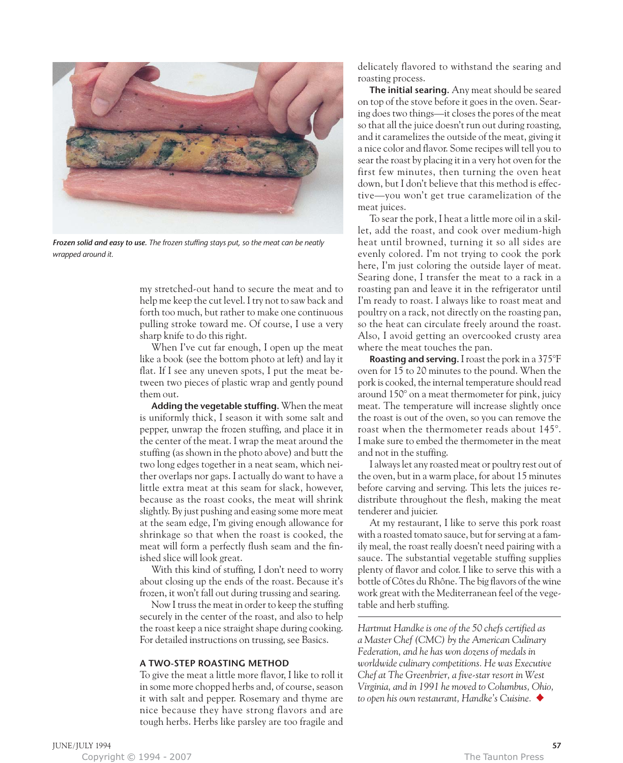***Frozen solid and easy to use.*** *The frozen stuffing stays put, so the meat can be neatly wrapped around it.*

my stretched-out hand to secure the meat and to help me keep the cut level. I try not to saw back and forth too much, but rather to make one continuous pulling stroke toward me. Of course, I use a very sharp knife to do this right.

When I've cut far enough, I open up the meat like a book (see the bottom photo at left) and lay it flat. If I see any uneven spots, I put the meat between two pieces of plastic wrap and gently pound them out.

**Adding the vegetable stuffing.** When the meat is uniformly thick, I season it with some salt and pepper, unwrap the frozen stuffing, and place it in the center of the meat. I wrap the meat around the stuffing (as shown in the photo above) and butt the two long edges together in a neat seam, which neither overlaps nor gaps. I actually do want to have a little extra meat at this seam for slack, however, because as the roast cooks, the meat will shrink slightly. By just pushing and easing some more meat at the seam edge, I'm giving enough allowance for shrinkage so that when the roast is cooked, the meat will form a perfectly flush seam and the finished slice will look great.

With this kind of stuffing, I don't need to worry about closing up the ends of the roast. Because it's frozen, it won't fall out during trussing and searing.

Now I truss the meat in order to keep the stuffing securely in the center of the roast, and also to help the roast keep a nice straight shape during cooking. For detailed instructions on trussing, see Basics.

## A TWO-STEP ROASTING METHOD

To give the meat a little more flavor, I like to roll it in some more chopped herbs and, of course, season it with salt and pepper. Rosemary and thyme are nice because they have strong flavors and are tough herbs. Herbs like parsley are too fragile and delicately flavored to withstand the searing and roasting process.

**The initial searing.** Any meat should be seared on top of the stove before it goes in the oven. Searing does two things—it closes the pores of the meat so that all the juice doesn't run out during roasting, and it caramelizes the outside of the meat, giving it a nice color and flavor. Some recipes will tell you to sear the roast by placing it in a very hot oven for the first few minutes, then turning the oven heat down, but I don't believe that this method is effective—you won't get true caramelization of the meat juices.

To sear the pork, I heat a little more oil in a skillet, add the roast, and cook over medium-high heat until browned, turning it so all sides are evenly colored. I'm not trying to cook the pork here, I'm just coloring the outside layer of meat. Searing done, I transfer the meat to a rack in a roasting pan and leave it in the refrigerator until I'm ready to roast. I always like to roast meat and poultry on a rack, not directly on the roasting pan, so the heat can circulate freely around the roast. Also, I avoid getting an overcooked crusty area where the meat touches the pan.

**Roasting and serving.** I roast the pork in a 375°F oven for 15 to 20 minutes to the pound. When the pork is cooked, the internal temperature should read around 150° on a meat thermometer for pink, juicy meat. The temperature will increase slightly once the roast is out of the oven, so you can remove the roast when the thermometer reads about 145°. I make sure to embed the thermometer in the meat and not in the stuffing.

I always let any roasted meat or poultry rest out of the oven, but in a warm place, for about 15 minutes before carving and serving. This lets the juices redistribute throughout the flesh, making the meat tenderer and juicier.

At my restaurant, I like to serve this pork roast with a roasted tomato sauce, but for serving at a family meal, the roast really doesn't need pairing with a sauce. The substantial vegetable stuffing supplies plenty of flavor and color. I like to serve this with a bottle of Côtes du Rhône. The big flavors of the wine work great with the Mediterranean feel of the vegetable and herb stuffing.

---

*Hartmut Handke is one of the 50 chefs certified as a Master Chef (CMC) by the American Culinary Federation, and he has won dozens of medals in worldwide culinary competitions. He was Executive Chef at The Greenbrier, a five-star resort in West Virginia, and in 1991 he moved to Columbus, Ohio, to open his own restaurant, Handke's Cuisine.* ◆